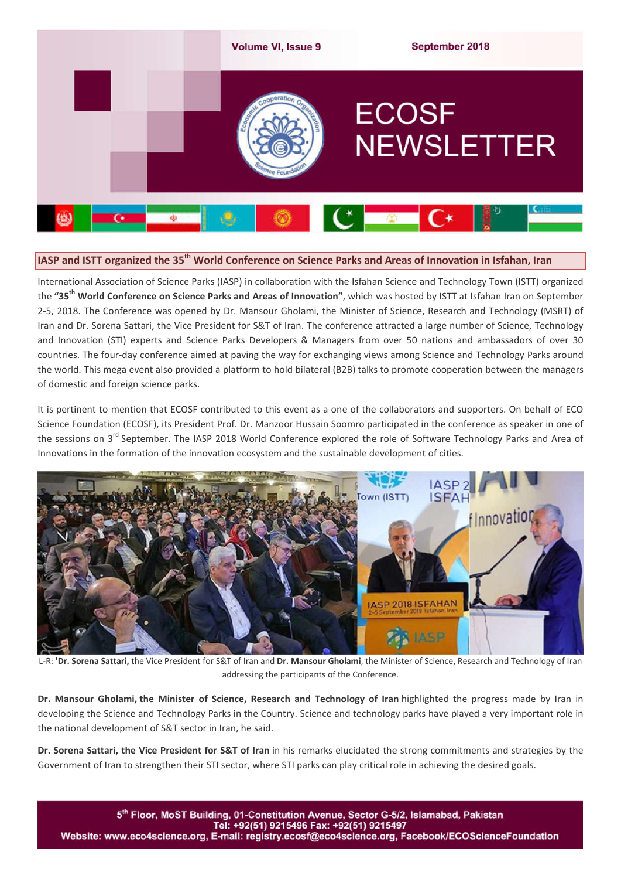# ECOSF NEWSLETTER

Volume VI, Issue 9 — September 2018

## IASP and ISTT organized the 35th World Conference on Science Parks and Areas of Innovation in Isfahan, Iran

International Association of Science Parks (IASP) in collaboration with the Isfahan Science and Technology Town (ISTT) organized the **"35th World Conference on Science Parks and Areas of Innovation"**, which was hosted by ISTT at Isfahan Iran on September 2-5, 2018. The Conference was opened by Dr. Mansour Gholami, the Minister of Science, Research and Technology (MSRT) of Iran and Dr. Sorena Sattari, the Vice President for S&T of Iran. The conference attracted a large number of Science, Technology and Innovation (STI) experts and Science Parks Developers & Managers from over 50 nations and ambassadors of over 30 countries. The four-day conference aimed at paving the way for exchanging views among Science and Technology Parks around the world. This mega event also provided a platform to hold bilateral (B2B) talks to promote cooperation between the managers of domestic and foreign science parks.

It is pertinent to mention that ECOSF contributed to this event as a one of the collaborators and supporters. On behalf of ECO Science Foundation (ECOSF), its President Prof. Dr. Manzoor Hussain Soomro participated in the conference as speaker in one of the sessions on 3rd September. The IASP 2018 World Conference explored the role of Software Technology Parks and Area of Innovations in the formation of the innovation ecosystem and the sustainable development of cities.

L-R: '**Dr. Sorena Sattari,** the Vice President for S&T of Iran and **Dr. Mansour Gholami**, the Minister of Science, Research and Technology of Iran addressing the participants of the Conference.

**Dr. Mansour Gholami, the Minister of Science, Research and Technology of Iran** highlighted the progress made by Iran in developing the Science and Technology Parks in the Country. Science and technology parks have played a very important role in the national development of S&T sector in Iran, he said.

**Dr. Sorena Sattari, the Vice President for S&T of Iran** in his remarks elucidated the strong commitments and strategies by the Government of Iran to strengthen their STI sector, where STI parks can play critical role in achieving the desired goals.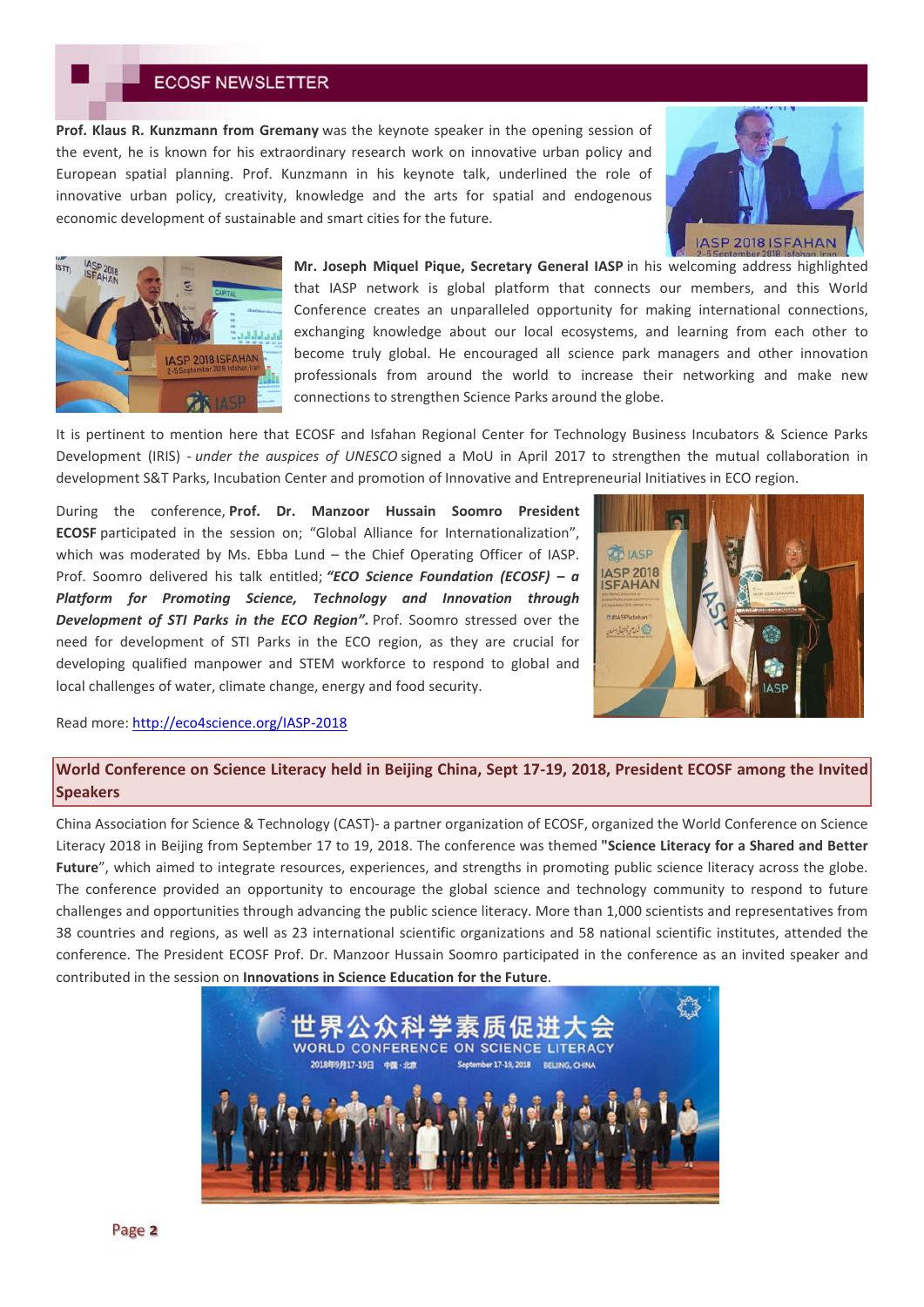**Prof. Klaus R. Kunzmann from Gremany** was the keynote speaker in the opening session of the event, he is known for his extraordinary research work on innovative urban policy and European spatial planning. Prof. Kunzmann in his keynote talk, underlined the role of innovative urban policy, creativity, knowledge and the arts for spatial and endogenous economic development of sustainable and smart cities for the future.

**Mr. Joseph Miquel Pique, Secretary General IASP** in his welcoming address highlighted that IASP network is global platform that connects our members, and this World Conference creates an unparalleled opportunity for making international connections, exchanging knowledge about our local ecosystems, and learning from each other to become truly global. He encouraged all science park managers and other innovation professionals from around the world to increase their networking and make new connections to strengthen Science Parks around the globe.

It is pertinent to mention here that ECOSF and Isfahan Regional Center for Technology Business Incubators & Science Parks Development (IRIS) - *under the auspices of UNESCO* signed a MoU in April 2017 to strengthen the mutual collaboration in development S&T Parks, Incubation Center and promotion of Innovative and Entrepreneurial Initiatives in ECO region.

During the conference, **Prof. Dr. Manzoor Hussain Soomro President ECOSF** participated in the session on; "Global Alliance for Internationalization", which was moderated by Ms. Ebba Lund – the Chief Operating Officer of IASP. Prof. Soomro delivered his talk entitled; ***"ECO Science Foundation (ECOSF) – a Platform for Promoting Science, Technology and Innovation through Development of STI Parks in the ECO Region".*** Prof. Soomro stressed over the need for development of STI Parks in the ECO region, as they are crucial for developing qualified manpower and STEM workforce to respond to global and local challenges of water, climate change, energy and food security.

Read more: http://eco4science.org/IASP-2018

## World Conference on Science Literacy held in Beijing China, Sept 17-19, 2018, President ECOSF among the Invited Speakers

China Association for Science & Technology (CAST)- a partner organization of ECOSF, organized the World Conference on Science Literacy 2018 in Beijing from September 17 to 19, 2018. The conference was themed **"Science Literacy for a Shared and Better Future**", which aimed to integrate resources, experiences, and strengths in promoting public science literacy across the globe. The conference provided an opportunity to encourage the global science and technology community to respond to future challenges and opportunities through advancing the public science literacy. More than 1,000 scientists and representatives from 38 countries and regions, as well as 23 international scientific organizations and 58 national scientific institutes, attended the conference. The President ECOSF Prof. Dr. Manzoor Hussain Soomro participated in the conference as an invited speaker and contributed in the session on **Innovations in Science Education for the Future**.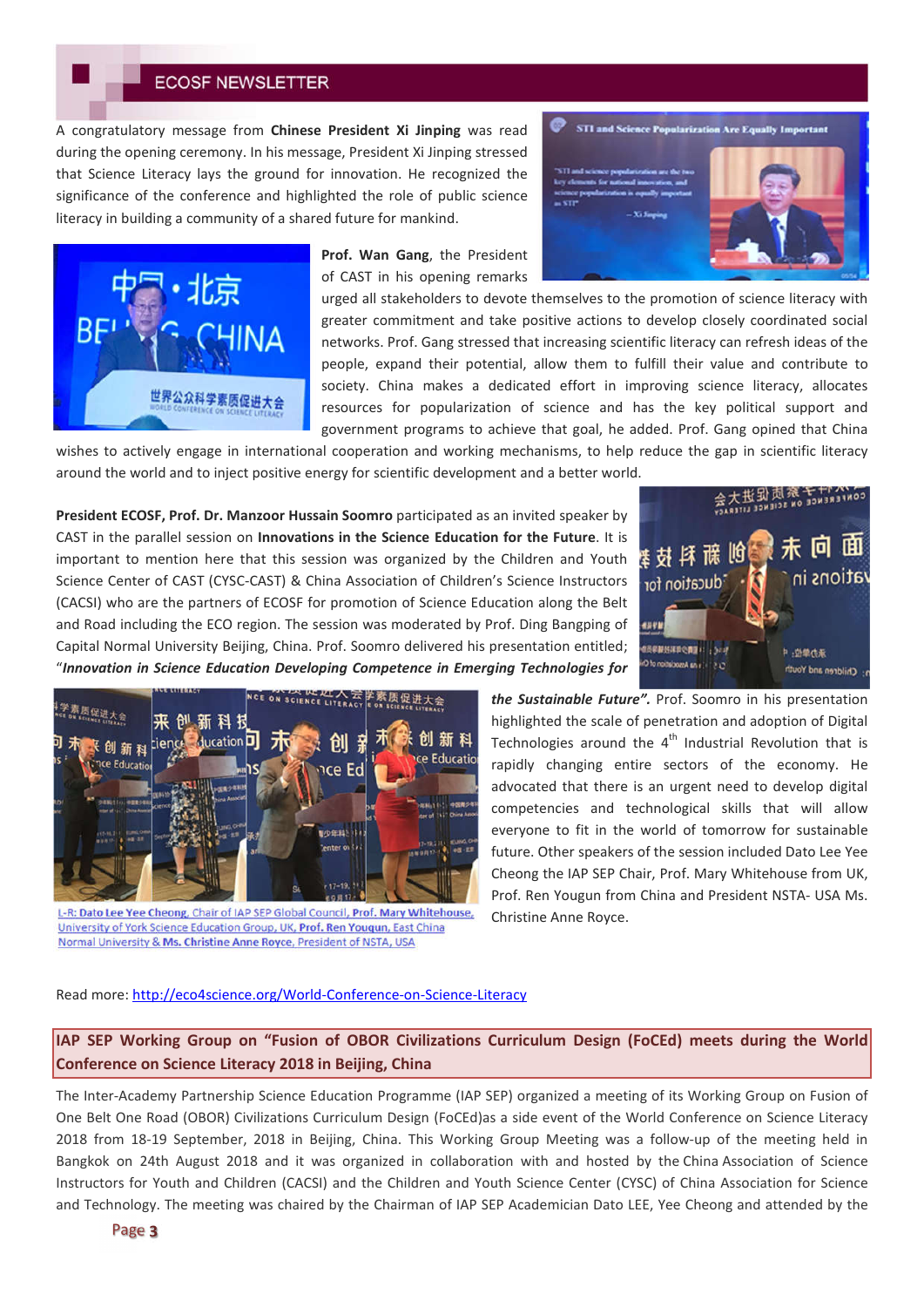A congratulatory message from **Chinese President Xi Jinping** was read during the opening ceremony. In his message, President Xi Jinping stressed that Science Literacy lays the ground for innovation. He recognized the significance of the conference and highlighted the role of public science literacy in building a community of a shared future for mankind.

**Prof. Wan Gang**, the President of CAST in his opening remarks urged all stakeholders to devote themselves to the promotion of science literacy with greater commitment and take positive actions to develop closely coordinated social networks. Prof. Gang stressed that increasing scientific literacy can refresh ideas of the people, expand their potential, allow them to fulfill their value and contribute to society. China makes a dedicated effort in improving science literacy, allocates resources for popularization of science and has the key political support and government programs to achieve that goal, he added. Prof. Gang opined that China wishes to actively engage in international cooperation and working mechanisms, to help reduce the gap in scientific literacy around the world and to inject positive energy for scientific development and a better world.

**President ECOSF, Prof. Dr. Manzoor Hussain Soomro** participated as an invited speaker by CAST in the parallel session on **Innovations in the Science Education for the Future**. It is important to mention here that this session was organized by the Children and Youth Science Center of CAST (CYSC-CAST) & China Association of Children's Science Instructors (CACSI) who are the partners of ECOSF for promotion of Science Education along the Belt and Road including the ECO region. The session was moderated by Prof. Ding Bangping of Capital Normal University Beijing, China. Prof. Soomro delivered his presentation entitled; "***Innovation in Science Education Developing Competence in Emerging Technologies for the Sustainable Future".*** Prof. Soomro in his presentation highlighted the scale of penetration and adoption of Digital Technologies around the 4th Industrial Revolution that is rapidly changing entire sectors of the economy. He advocated that there is an urgent need to develop digital competencies and technological skills that will allow everyone to fit in the world of tomorrow for sustainable future. Other speakers of the session included Dato Lee Yee Cheong the IAP SEP Chair, Prof. Mary Whitehouse from UK, Prof. Ren Yougun from China and President NSTA- USA Ms. Christine Anne Royce.

L-R: **Dato Lee Yee Cheong**, Chair of IAP SEP Global Council, **Prof. Mary Whitehouse**, University of York Science Education Group, UK, **Prof. Ren Youqun**, East China Normal University & **Ms. Christine Anne Royce**, President of NSTA, USA

Read more: http://eco4science.org/World-Conference-on-Science-Literacy

## IAP SEP Working Group on "Fusion of OBOR Civilizations Curriculum Design (FoCEd) meets during the World Conference on Science Literacy 2018 in Beijing, China

The Inter-Academy Partnership Science Education Programme (IAP SEP) organized a meeting of its Working Group on Fusion of One Belt One Road (OBOR) Civilizations Curriculum Design (FoCEd)as a side event of the World Conference on Science Literacy 2018 from 18-19 September, 2018 in Beijing, China. This Working Group Meeting was a follow-up of the meeting held in Bangkok on 24th August 2018 and it was organized in collaboration with and hosted by the China Association of Science Instructors for Youth and Children (CACSI) and the Children and Youth Science Center (CYSC) of China Association for Science and Technology. The meeting was chaired by the Chairman of IAP SEP Academician Dato LEE, Yee Cheong and attended by the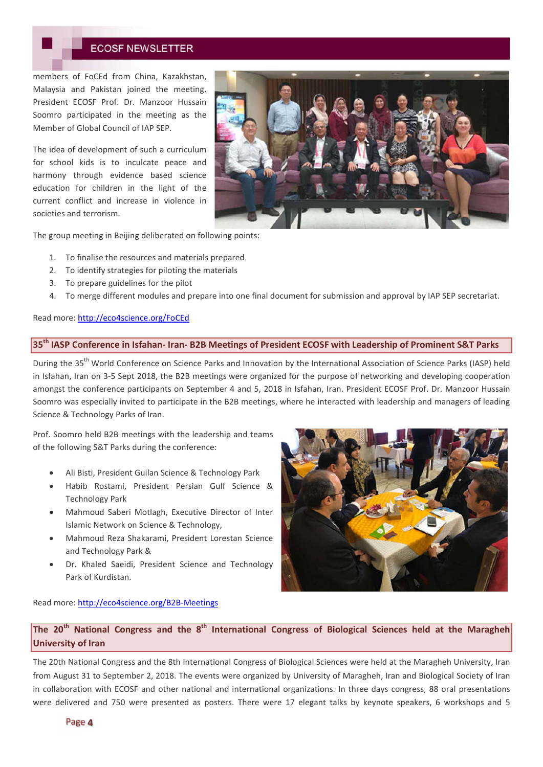members of FoCEd from China, Kazakhstan, Malaysia and Pakistan joined the meeting. President ECOSF Prof. Dr. Manzoor Hussain Soomro participated in the meeting as the Member of Global Council of IAP SEP.

The idea of development of such a curriculum for school kids is to inculcate peace and harmony through evidence based science education for children in the light of the current conflict and increase in violence in societies and terrorism.

The group meeting in Beijing deliberated on following points:

1. To finalise the resources and materials prepared
2. To identify strategies for piloting the materials
3. To prepare guidelines for the pilot
4. To merge different modules and prepare into one final document for submission and approval by IAP SEP secretariat.

Read more: http://eco4science.org/FoCEd

## 35th IASP Conference in Isfahan- Iran- B2B Meetings of President ECOSF with Leadership of Prominent S&T Parks

During the 35th World Conference on Science Parks and Innovation by the International Association of Science Parks (IASP) held in Isfahan, Iran on 3-5 Sept 2018, the B2B meetings were organized for the purpose of networking and developing cooperation amongst the conference participants on September 4 and 5, 2018 in Isfahan, Iran. President ECOSF Prof. Dr. Manzoor Hussain Soomro was especially invited to participate in the B2B meetings, where he interacted with leadership and managers of leading Science & Technology Parks of Iran.

Prof. Soomro held B2B meetings with the leadership and teams of the following S&T Parks during the conference:

- Ali Bisti, President Guilan Science & Technology Park
- Habib Rostami, President Persian Gulf Science & Technology Park
- Mahmoud Saberi Motlagh, Executive Director of Inter Islamic Network on Science & Technology,
- Mahmoud Reza Shakarami, President Lorestan Science and Technology Park &
- Dr. Khaled Saeidi, President Science and Technology Park of Kurdistan.

Read more: http://eco4science.org/B2B-Meetings

## The 20th National Congress and the 8th International Congress of Biological Sciences held at the Maragheh University of Iran

The 20th National Congress and the 8th International Congress of Biological Sciences were held at the Maragheh University, Iran from August 31 to September 2, 2018. The events were organized by University of Maragheh, Iran and Biological Society of Iran in collaboration with ECOSF and other national and international organizations. In three days congress, 88 oral presentations were delivered and 750 were presented as posters. There were 17 elegant talks by keynote speakers, 6 workshops and 5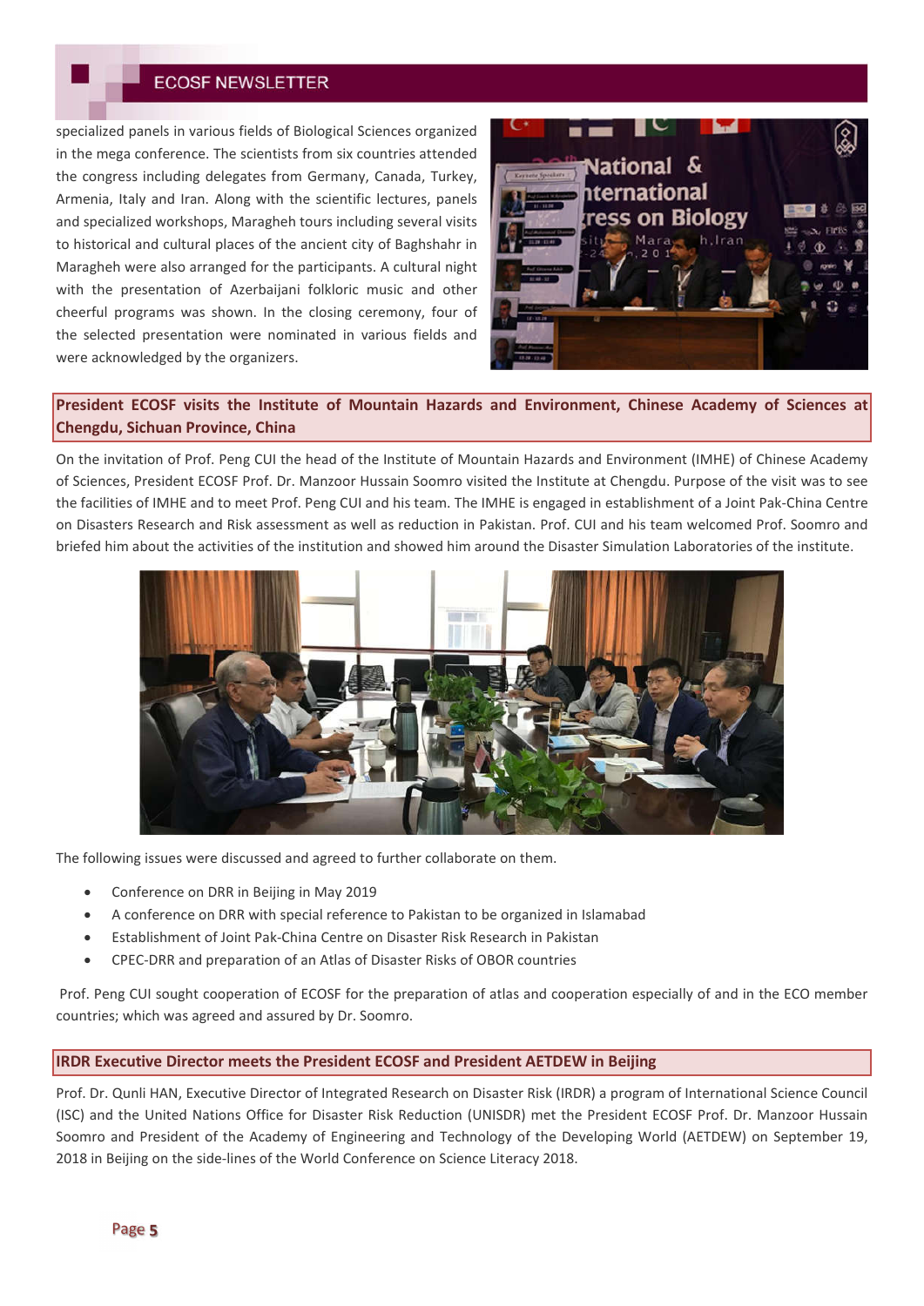specialized panels in various fields of Biological Sciences organized in the mega conference. The scientists from six countries attended the congress including delegates from Germany, Canada, Turkey, Armenia, Italy and Iran. Along with the scientific lectures, panels and specialized workshops, Maragheh tours including several visits to historical and cultural places of the ancient city of Baghshahr in Maragheh were also arranged for the participants. A cultural night with the presentation of Azerbaijani folkloric music and other cheerful programs was shown. In the closing ceremony, four of the selected presentation were nominated in various fields and were acknowledged by the organizers.

## President ECOSF visits the Institute of Mountain Hazards and Environment, Chinese Academy of Sciences at Chengdu, Sichuan Province, China

On the invitation of Prof. Peng CUI the head of the Institute of Mountain Hazards and Environment (IMHE) of Chinese Academy of Sciences, President ECOSF Prof. Dr. Manzoor Hussain Soomro visited the Institute at Chengdu. Purpose of the visit was to see the facilities of IMHE and to meet Prof. Peng CUI and his team. The IMHE is engaged in establishment of a Joint Pak-China Centre on Disasters Research and Risk assessment as well as reduction in Pakistan. Prof. CUI and his team welcomed Prof. Soomro and briefed him about the activities of the institution and showed him around the Disaster Simulation Laboratories of the institute.

The following issues were discussed and agreed to further collaborate on them.

- Conference on DRR in Beijing in May 2019
- A conference on DRR with special reference to Pakistan to be organized in Islamabad
- Establishment of Joint Pak-China Centre on Disaster Risk Research in Pakistan
- CPEC-DRR and preparation of an Atlas of Disaster Risks of OBOR countries

Prof. Peng CUI sought cooperation of ECOSF for the preparation of atlas and cooperation especially of and in the ECO member countries; which was agreed and assured by Dr. Soomro.

## IRDR Executive Director meets the President ECOSF and President AETDEW in Beijing

Prof. Dr. Qunli HAN, Executive Director of Integrated Research on Disaster Risk (IRDR) a program of International Science Council (ISC) and the United Nations Office for Disaster Risk Reduction (UNISDR) met the President ECOSF Prof. Dr. Manzoor Hussain Soomro and President of the Academy of Engineering and Technology of the Developing World (AETDEW) on September 19, 2018 in Beijing on the side-lines of the World Conference on Science Literacy 2018.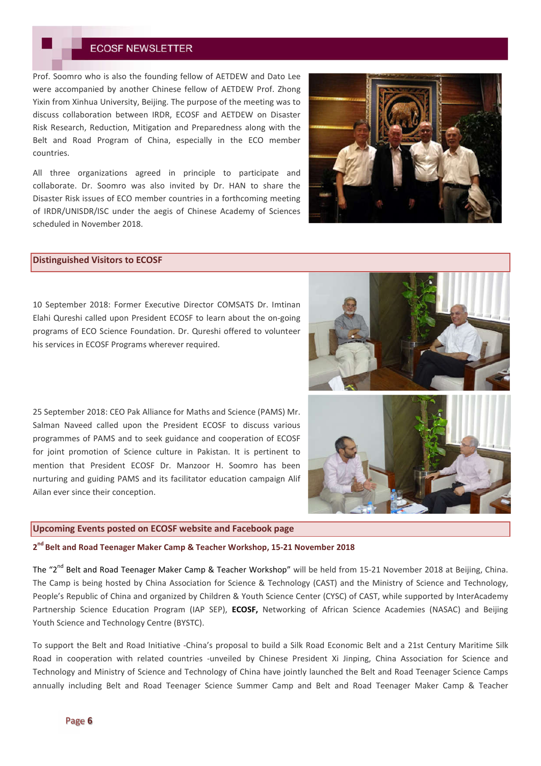Prof. Soomro who is also the founding fellow of AETDEW and Dato Lee were accompanied by another Chinese fellow of AETDEW Prof. Zhong Yixin from Xinhua University, Beijing. The purpose of the meeting was to discuss collaboration between IRDR, ECOSF and AETDEW on Disaster Risk Research, Reduction, Mitigation and Preparedness along with the Belt and Road Program of China, especially in the ECO member countries.

All three organizations agreed in principle to participate and collaborate. Dr. Soomro was also invited by Dr. HAN to share the Disaster Risk issues of ECO member countries in a forthcoming meeting of IRDR/UNISDR/ISC under the aegis of Chinese Academy of Sciences scheduled in November 2018.

## Distinguished Visitors to ECOSF

10 September 2018: Former Executive Director COMSATS Dr. Imtinan Elahi Qureshi called upon President ECOSF to learn about the on-going programs of ECO Science Foundation. Dr. Qureshi offered to volunteer his services in ECOSF Programs wherever required.

25 September 2018: CEO Pak Alliance for Maths and Science (PAMS) Mr. Salman Naveed called upon the President ECOSF to discuss various programmes of PAMS and to seek guidance and cooperation of ECOSF for joint promotion of Science culture in Pakistan. It is pertinent to mention that President ECOSF Dr. Manzoor H. Soomro has been nurturing and guiding PAMS and its facilitator education campaign Alif Ailan ever since their conception.

## Upcoming Events posted on ECOSF website and Facebook page

### 2nd Belt and Road Teenager Maker Camp & Teacher Workshop, 15-21 November 2018

The "2nd Belt and Road Teenager Maker Camp & Teacher Workshop" will be held from 15-21 November 2018 at Beijing, China. The Camp is being hosted by China Association for Science & Technology (CAST) and the Ministry of Science and Technology, People's Republic of China and organized by Children & Youth Science Center (CYSC) of CAST, while supported by InterAcademy Partnership Science Education Program (IAP SEP), **ECOSF,** Networking of African Science Academies (NASAC) and Beijing Youth Science and Technology Centre (BYSTC).

To support the Belt and Road Initiative -China's proposal to build a Silk Road Economic Belt and a 21st Century Maritime Silk Road in cooperation with related countries -unveiled by Chinese President Xi Jinping, China Association for Science and Technology and Ministry of Science and Technology of China have jointly launched the Belt and Road Teenager Science Camps annually including Belt and Road Teenager Science Summer Camp and Belt and Road Teenager Maker Camp & Teacher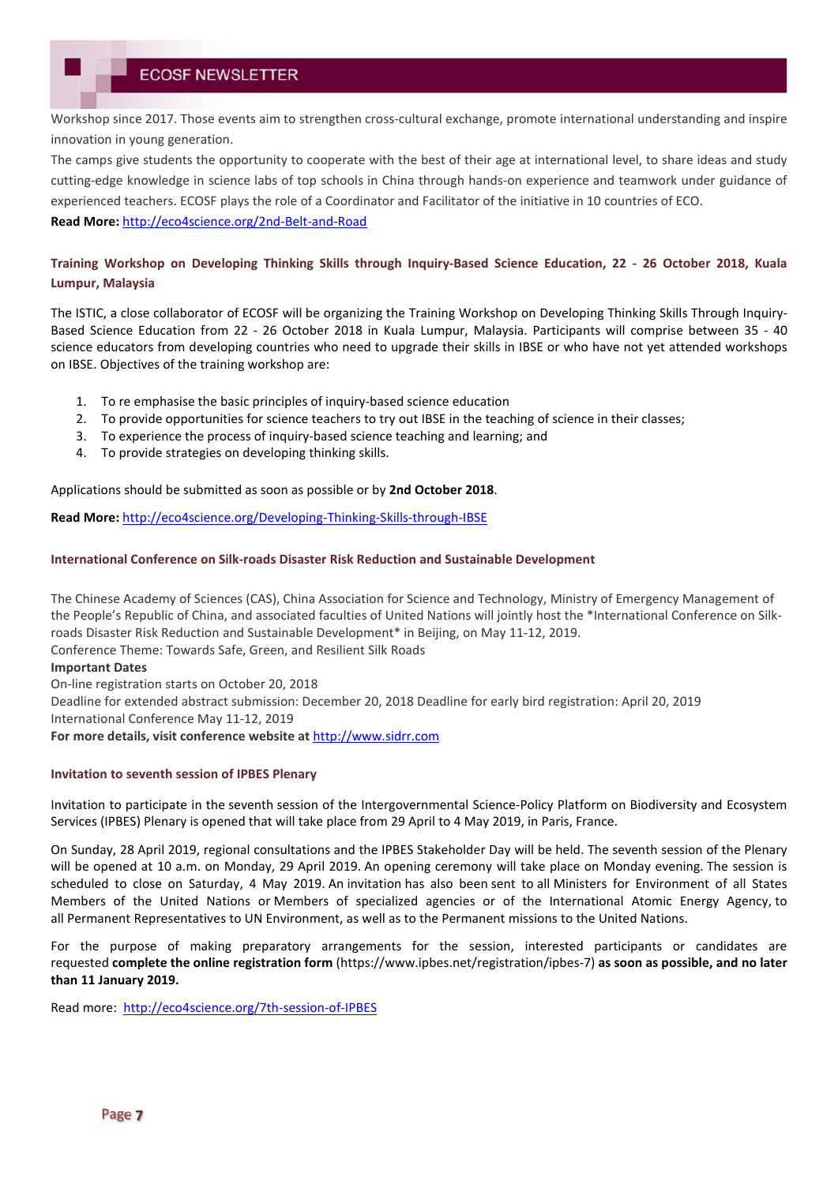Workshop since 2017. Those events aim to strengthen cross-cultural exchange, promote international understanding and inspire innovation in young generation.

The camps give students the opportunity to cooperate with the best of their age at international level, to share ideas and study cutting-edge knowledge in science labs of top schools in China through hands-on experience and teamwork under guidance of experienced teachers. ECOSF plays the role of a Coordinator and Facilitator of the initiative in 10 countries of ECO.

**Read More:** http://eco4science.org/2nd-Belt-and-Road

### Training Workshop on Developing Thinking Skills through Inquiry-Based Science Education, 22 - 26 October 2018, Kuala Lumpur, Malaysia

The ISTIC, a close collaborator of ECOSF will be organizing the Training Workshop on Developing Thinking Skills Through Inquiry-Based Science Education from 22 - 26 October 2018 in Kuala Lumpur, Malaysia. Participants will comprise between 35 - 40 science educators from developing countries who need to upgrade their skills in IBSE or who have not yet attended workshops on IBSE. Objectives of the training workshop are:

1. To re emphasise the basic principles of inquiry-based science education
2. To provide opportunities for science teachers to try out IBSE in the teaching of science in their classes;
3. To experience the process of inquiry-based science teaching and learning; and
4. To provide strategies on developing thinking skills.

Applications should be submitted as soon as possible or by **2nd October 2018**.

**Read More:** http://eco4science.org/Developing-Thinking-Skills-through-IBSE

### International Conference on Silk-roads Disaster Risk Reduction and Sustainable Development

The Chinese Academy of Sciences (CAS), China Association for Science and Technology, Ministry of Emergency Management of the People's Republic of China, and associated faculties of United Nations will jointly host the *International Conference on Silk-roads Disaster Risk Reduction and Sustainable Development* in Beijing, on May 11-12, 2019.

Conference Theme: Towards Safe, Green, and Resilient Silk Roads

**Important Dates**

On-line registration starts on October 20, 2018

Deadline for extended abstract submission: December 20, 2018 Deadline for early bird registration: April 20, 2019

International Conference May 11-12, 2019

**For more details, visit conference website at** http://www.sidrr.com

### Invitation to seventh session of IPBES Plenary

Invitation to participate in the seventh session of the Intergovernmental Science-Policy Platform on Biodiversity and Ecosystem Services (IPBES) Plenary is opened that will take place from 29 April to 4 May 2019, in Paris, France.

On Sunday, 28 April 2019, regional consultations and the IPBES Stakeholder Day will be held. The seventh session of the Plenary will be opened at 10 a.m. on Monday, 29 April 2019. An opening ceremony will take place on Monday evening. The session is scheduled to close on Saturday, 4 May 2019. An invitation has also been sent to all Ministers for Environment of all States Members of the United Nations or Members of specialized agencies or of the International Atomic Energy Agency, to all Permanent Representatives to UN Environment, as well as to the Permanent missions to the United Nations.

For the purpose of making preparatory arrangements for the session, interested participants or candidates are requested **complete the online registration form** (https://www.ipbes.net/registration/ipbes-7) **as soon as possible, and no later than 11 January 2019.**

Read more: http://eco4science.org/7th-session-of-IPBES